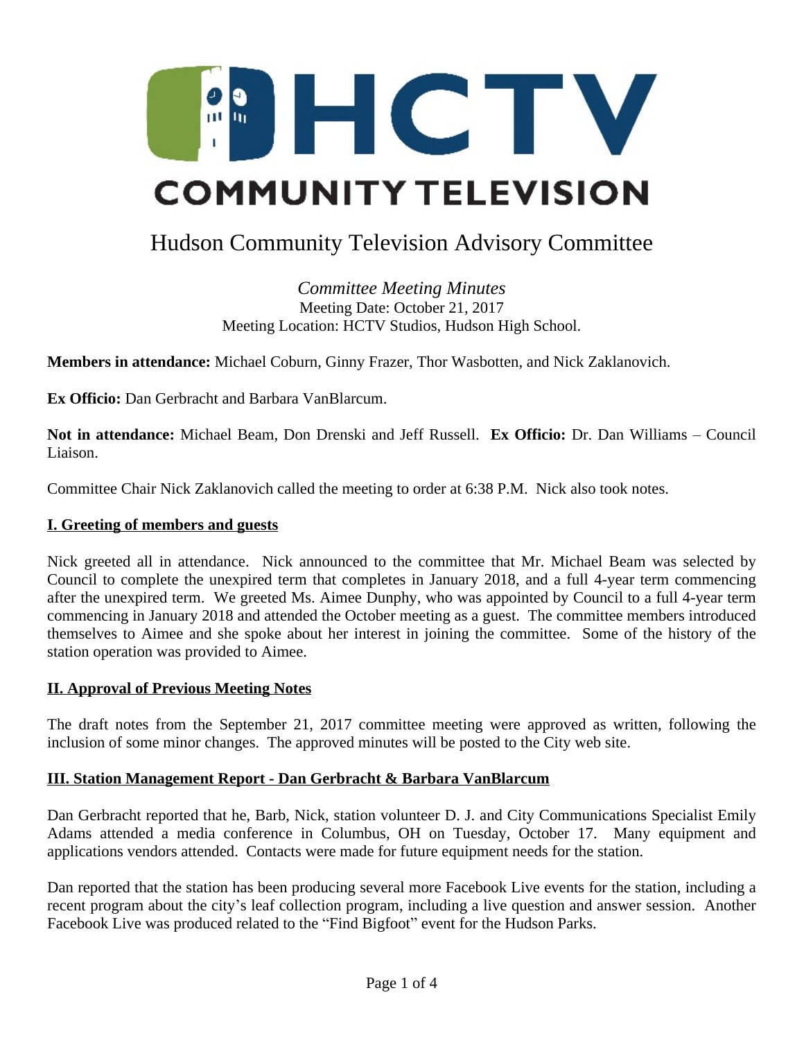# HCTV COMMUNITY TELEVISION

## Hudson Community Television Advisory Committee

*Committee Meeting Minutes*
Meeting Date: October 21, 2017
Meeting Location: HCTV Studios, Hudson High School.

**Members in attendance:** Michael Coburn, Ginny Frazer, Thor Wasbotten, and Nick Zaklanovich.

**Ex Officio:** Dan Gerbracht and Barbara VanBlarcum.

**Not in attendance:** Michael Beam, Don Drenski and Jeff Russell. **Ex Officio:** Dr. Dan Williams – Council Liaison.

Committee Chair Nick Zaklanovich called the meeting to order at 6:38 P.M. Nick also took notes.

### I. Greeting of members and guests

Nick greeted all in attendance. Nick announced to the committee that Mr. Michael Beam was selected by Council to complete the unexpired term that completes in January 2018, and a full 4-year term commencing after the unexpired term. We greeted Ms. Aimee Dunphy, who was appointed by Council to a full 4-year term commencing in January 2018 and attended the October meeting as a guest. The committee members introduced themselves to Aimee and she spoke about her interest in joining the committee. Some of the history of the station operation was provided to Aimee.

### II. Approval of Previous Meeting Notes

The draft notes from the September 21, 2017 committee meeting were approved as written, following the inclusion of some minor changes. The approved minutes will be posted to the City web site.

### III. Station Management Report - Dan Gerbracht & Barbara VanBlarcum

Dan Gerbracht reported that he, Barb, Nick, station volunteer D. J. and City Communications Specialist Emily Adams attended a media conference in Columbus, OH on Tuesday, October 17. Many equipment and applications vendors attended. Contacts were made for future equipment needs for the station.

Dan reported that the station has been producing several more Facebook Live events for the station, including a recent program about the city's leaf collection program, including a live question and answer session. Another Facebook Live was produced related to the "Find Bigfoot" event for the Hudson Parks.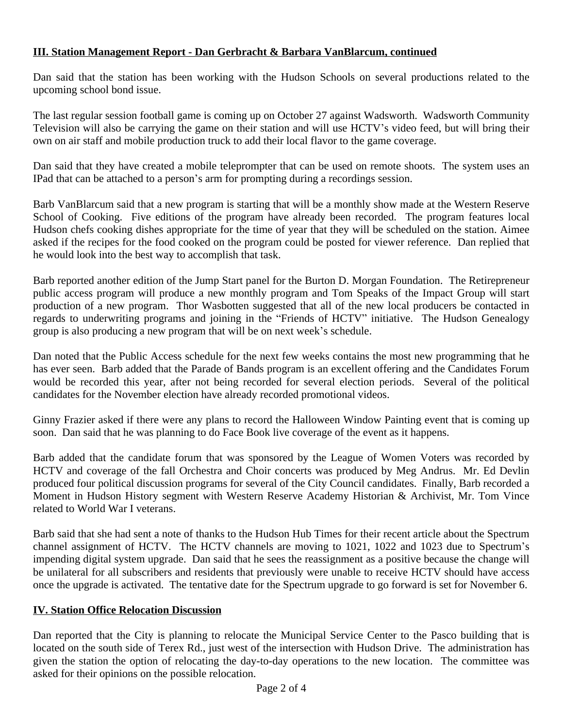## III. Station Management Report - Dan Gerbracht & Barbara VanBlarcum, continued

Dan said that the station has been working with the Hudson Schools on several productions related to the upcoming school bond issue.

The last regular session football game is coming up on October 27 against Wadsworth. Wadsworth Community Television will also be carrying the game on their station and will use HCTV's video feed, but will bring their own on air staff and mobile production truck to add their local flavor to the game coverage.

Dan said that they have created a mobile teleprompter that can be used on remote shoots. The system uses an IPad that can be attached to a person's arm for prompting during a recordings session.

Barb VanBlarcum said that a new program is starting that will be a monthly show made at the Western Reserve School of Cooking. Five editions of the program have already been recorded. The program features local Hudson chefs cooking dishes appropriate for the time of year that they will be scheduled on the station. Aimee asked if the recipes for the food cooked on the program could be posted for viewer reference. Dan replied that he would look into the best way to accomplish that task.

Barb reported another edition of the Jump Start panel for the Burton D. Morgan Foundation. The Retirepreneur public access program will produce a new monthly program and Tom Speaks of the Impact Group will start production of a new program. Thor Wasbotten suggested that all of the new local producers be contacted in regards to underwriting programs and joining in the "Friends of HCTV" initiative. The Hudson Genealogy group is also producing a new program that will be on next week's schedule.

Dan noted that the Public Access schedule for the next few weeks contains the most new programming that he has ever seen. Barb added that the Parade of Bands program is an excellent offering and the Candidates Forum would be recorded this year, after not being recorded for several election periods. Several of the political candidates for the November election have already recorded promotional videos.

Ginny Frazier asked if there were any plans to record the Halloween Window Painting event that is coming up soon. Dan said that he was planning to do Face Book live coverage of the event as it happens.

Barb added that the candidate forum that was sponsored by the League of Women Voters was recorded by HCTV and coverage of the fall Orchestra and Choir concerts was produced by Meg Andrus. Mr. Ed Devlin produced four political discussion programs for several of the City Council candidates. Finally, Barb recorded a Moment in Hudson History segment with Western Reserve Academy Historian & Archivist, Mr. Tom Vince related to World War I veterans.

Barb said that she had sent a note of thanks to the Hudson Hub Times for their recent article about the Spectrum channel assignment of HCTV. The HCTV channels are moving to 1021, 1022 and 1023 due to Spectrum's impending digital system upgrade. Dan said that he sees the reassignment as a positive because the change will be unilateral for all subscribers and residents that previously were unable to receive HCTV should have access once the upgrade is activated. The tentative date for the Spectrum upgrade to go forward is set for November 6.

## IV. Station Office Relocation Discussion

Dan reported that the City is planning to relocate the Municipal Service Center to the Pasco building that is located on the south side of Terex Rd., just west of the intersection with Hudson Drive. The administration has given the station the option of relocating the day-to-day operations to the new location. The committee was asked for their opinions on the possible relocation.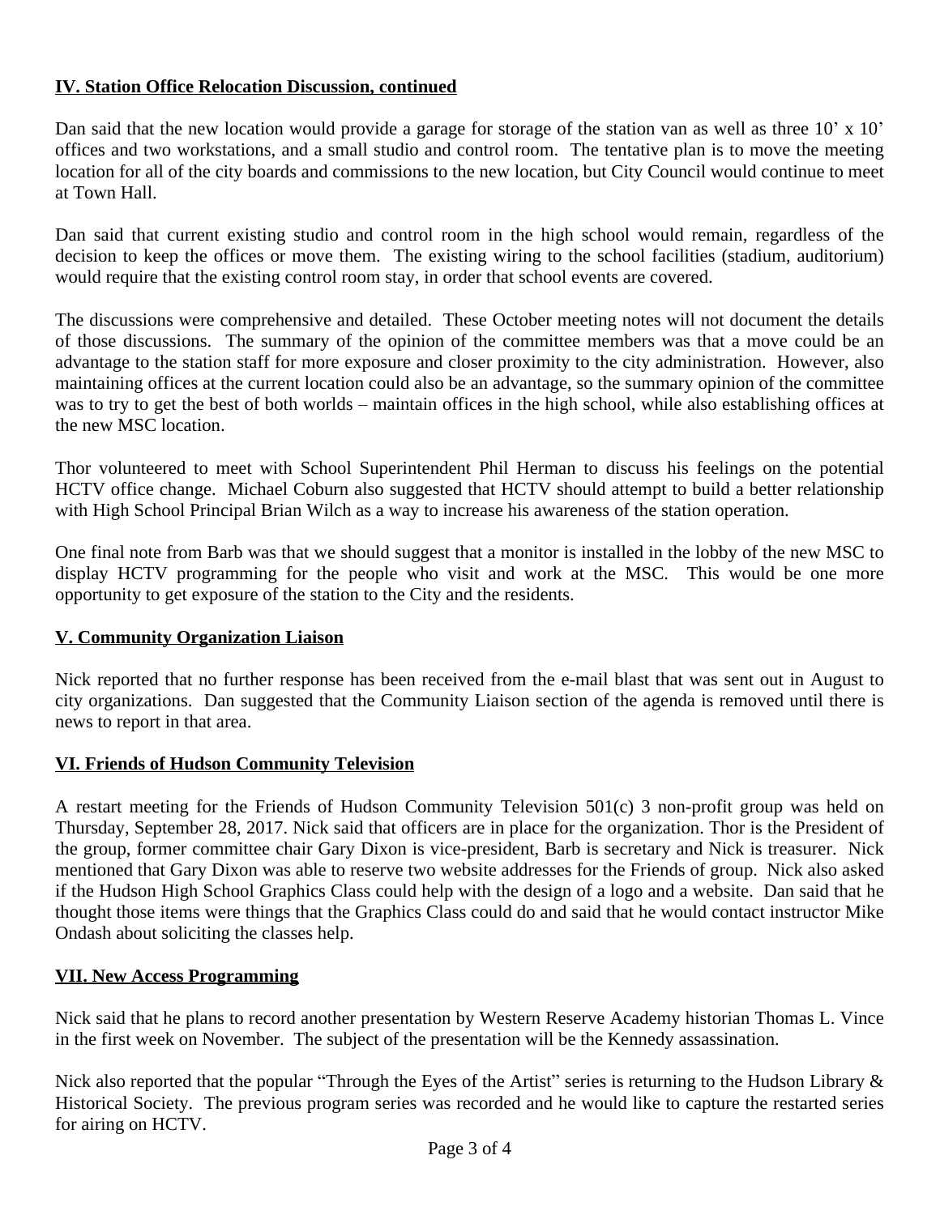## IV. Station Office Relocation Discussion, continued

Dan said that the new location would provide a garage for storage of the station van as well as three 10' x 10' offices and two workstations, and a small studio and control room. The tentative plan is to move the meeting location for all of the city boards and commissions to the new location, but City Council would continue to meet at Town Hall.

Dan said that current existing studio and control room in the high school would remain, regardless of the decision to keep the offices or move them. The existing wiring to the school facilities (stadium, auditorium) would require that the existing control room stay, in order that school events are covered.

The discussions were comprehensive and detailed. These October meeting notes will not document the details of those discussions. The summary of the opinion of the committee members was that a move could be an advantage to the station staff for more exposure and closer proximity to the city administration. However, also maintaining offices at the current location could also be an advantage, so the summary opinion of the committee was to try to get the best of both worlds – maintain offices in the high school, while also establishing offices at the new MSC location.

Thor volunteered to meet with School Superintendent Phil Herman to discuss his feelings on the potential HCTV office change. Michael Coburn also suggested that HCTV should attempt to build a better relationship with High School Principal Brian Wilch as a way to increase his awareness of the station operation.

One final note from Barb was that we should suggest that a monitor is installed in the lobby of the new MSC to display HCTV programming for the people who visit and work at the MSC. This would be one more opportunity to get exposure of the station to the City and the residents.

## V. Community Organization Liaison

Nick reported that no further response has been received from the e-mail blast that was sent out in August to city organizations. Dan suggested that the Community Liaison section of the agenda is removed until there is news to report in that area.

## VI. Friends of Hudson Community Television

A restart meeting for the Friends of Hudson Community Television 501(c) 3 non-profit group was held on Thursday, September 28, 2017. Nick said that officers are in place for the organization. Thor is the President of the group, former committee chair Gary Dixon is vice-president, Barb is secretary and Nick is treasurer. Nick mentioned that Gary Dixon was able to reserve two website addresses for the Friends of group. Nick also asked if the Hudson High School Graphics Class could help with the design of a logo and a website. Dan said that he thought those items were things that the Graphics Class could do and said that he would contact instructor Mike Ondash about soliciting the classes help.

## VII. New Access Programming

Nick said that he plans to record another presentation by Western Reserve Academy historian Thomas L. Vince in the first week on November. The subject of the presentation will be the Kennedy assassination.

Nick also reported that the popular "Through the Eyes of the Artist" series is returning to the Hudson Library & Historical Society. The previous program series was recorded and he would like to capture the restarted series for airing on HCTV.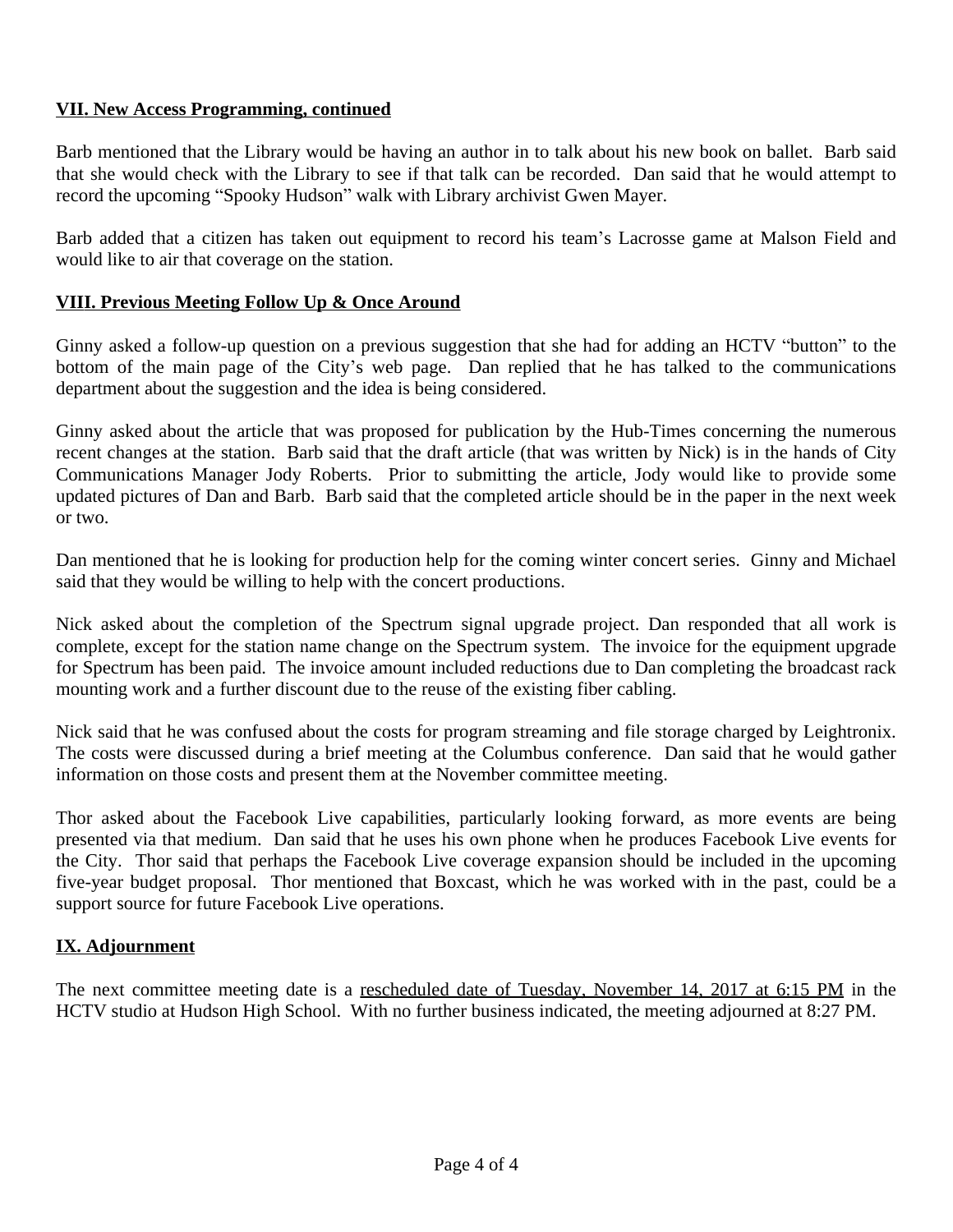## VII. New Access Programming, continued

Barb mentioned that the Library would be having an author in to talk about his new book on ballet. Barb said that she would check with the Library to see if that talk can be recorded. Dan said that he would attempt to record the upcoming "Spooky Hudson" walk with Library archivist Gwen Mayer.

Barb added that a citizen has taken out equipment to record his team's Lacrosse game at Malson Field and would like to air that coverage on the station.

## VIII. Previous Meeting Follow Up & Once Around

Ginny asked a follow-up question on a previous suggestion that she had for adding an HCTV "button" to the bottom of the main page of the City's web page. Dan replied that he has talked to the communications department about the suggestion and the idea is being considered.

Ginny asked about the article that was proposed for publication by the Hub-Times concerning the numerous recent changes at the station. Barb said that the draft article (that was written by Nick) is in the hands of City Communications Manager Jody Roberts. Prior to submitting the article, Jody would like to provide some updated pictures of Dan and Barb. Barb said that the completed article should be in the paper in the next week or two.

Dan mentioned that he is looking for production help for the coming winter concert series. Ginny and Michael said that they would be willing to help with the concert productions.

Nick asked about the completion of the Spectrum signal upgrade project. Dan responded that all work is complete, except for the station name change on the Spectrum system. The invoice for the equipment upgrade for Spectrum has been paid. The invoice amount included reductions due to Dan completing the broadcast rack mounting work and a further discount due to the reuse of the existing fiber cabling.

Nick said that he was confused about the costs for program streaming and file storage charged by Leightronix. The costs were discussed during a brief meeting at the Columbus conference. Dan said that he would gather information on those costs and present them at the November committee meeting.

Thor asked about the Facebook Live capabilities, particularly looking forward, as more events are being presented via that medium. Dan said that he uses his own phone when he produces Facebook Live events for the City. Thor said that perhaps the Facebook Live coverage expansion should be included in the upcoming five-year budget proposal. Thor mentioned that Boxcast, which he was worked with in the past, could be a support source for future Facebook Live operations.

## IX. Adjournment

The next committee meeting date is a rescheduled date of Tuesday, November 14, 2017 at 6:15 PM in the HCTV studio at Hudson High School. With no further business indicated, the meeting adjourned at 8:27 PM.